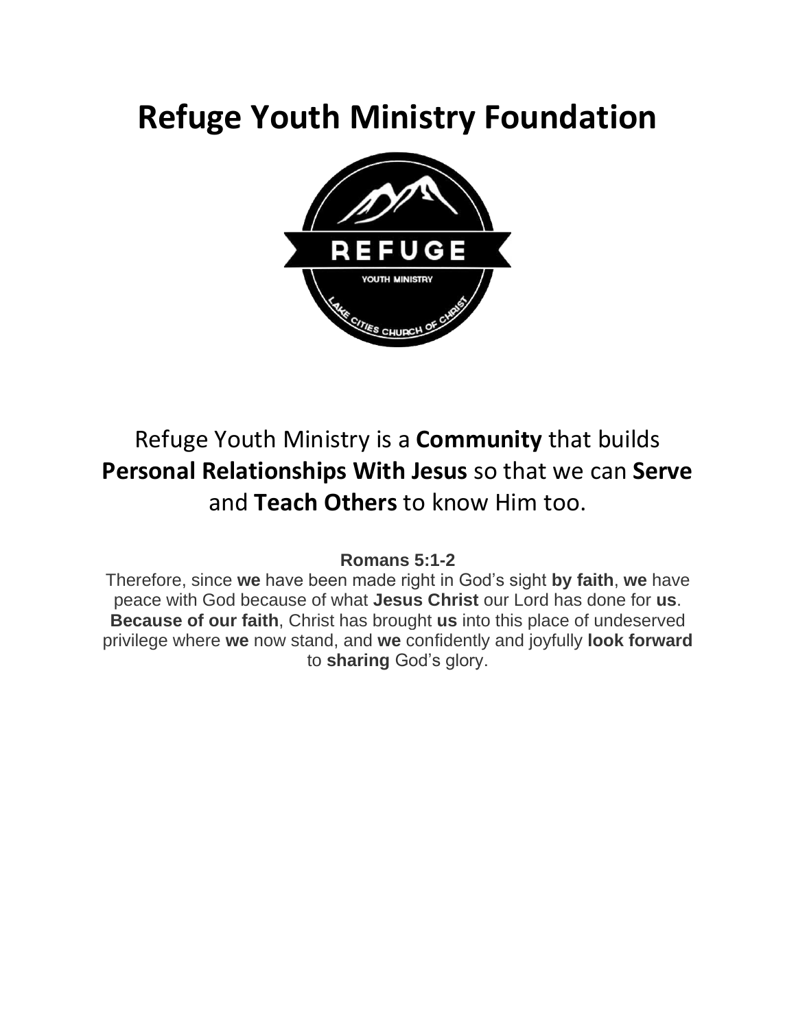# Refuge Youth Ministry Foundation

Refuge Youth Ministry is a **Community** that builds **Personal Relationships With Jesus** so that we can **Serve** and **Teach Others** to know Him too.

**Romans 5:1-2**

Therefore, since **we** have been made right in God's sight **by faith**, **we** have peace with God because of what **Jesus Christ** our Lord has done for **us**. **Because of our faith**, Christ has brought **us** into this place of undeserved privilege where **we** now stand, and **we** confidently and joyfully **look forward** to **sharing** God's glory.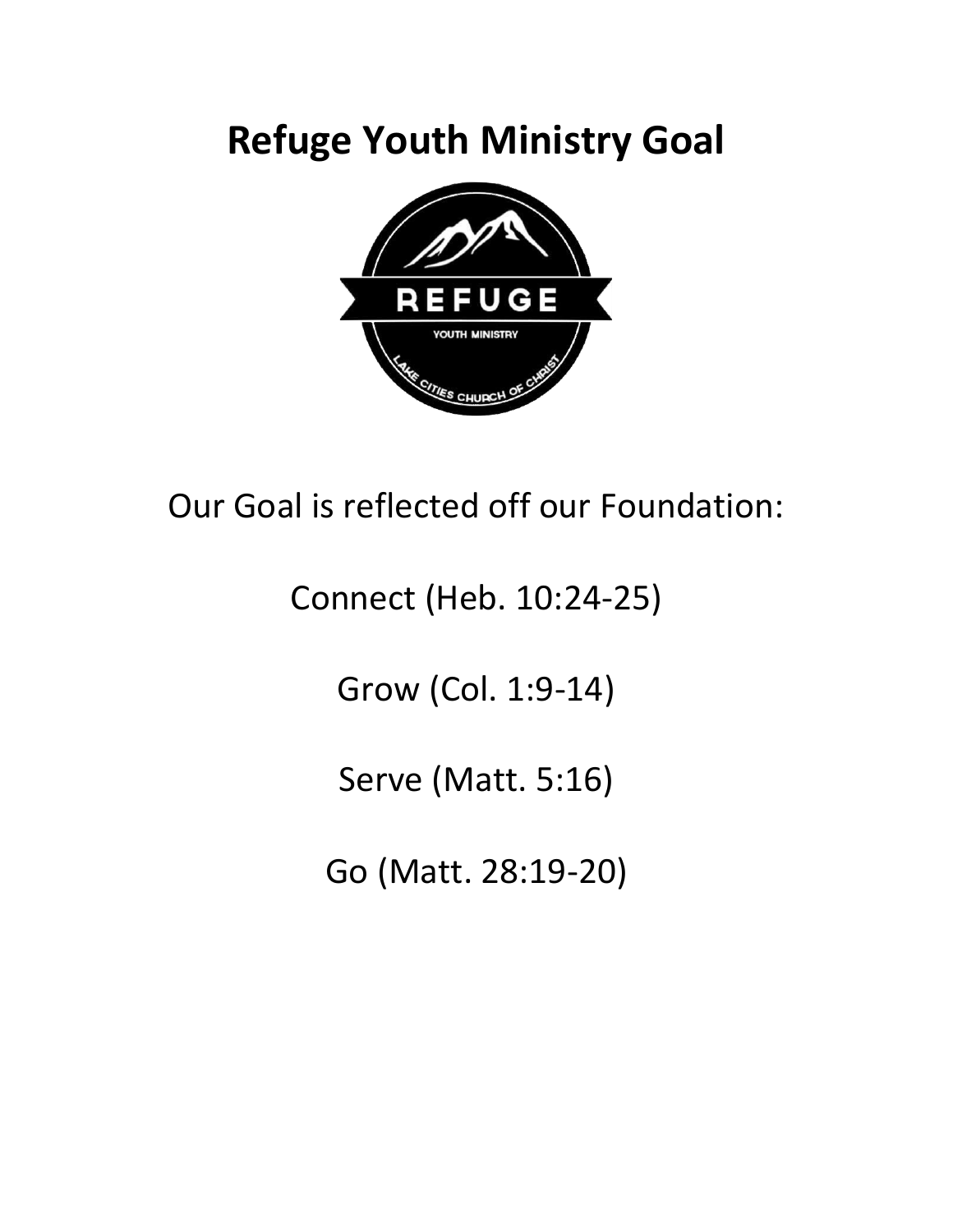# Refuge Youth Ministry Goal

Our Goal is reflected off our Foundation:

Connect (Heb. 10:24-25)

Grow (Col. 1:9-14)

Serve (Matt. 5:16)

Go (Matt. 28:19-20)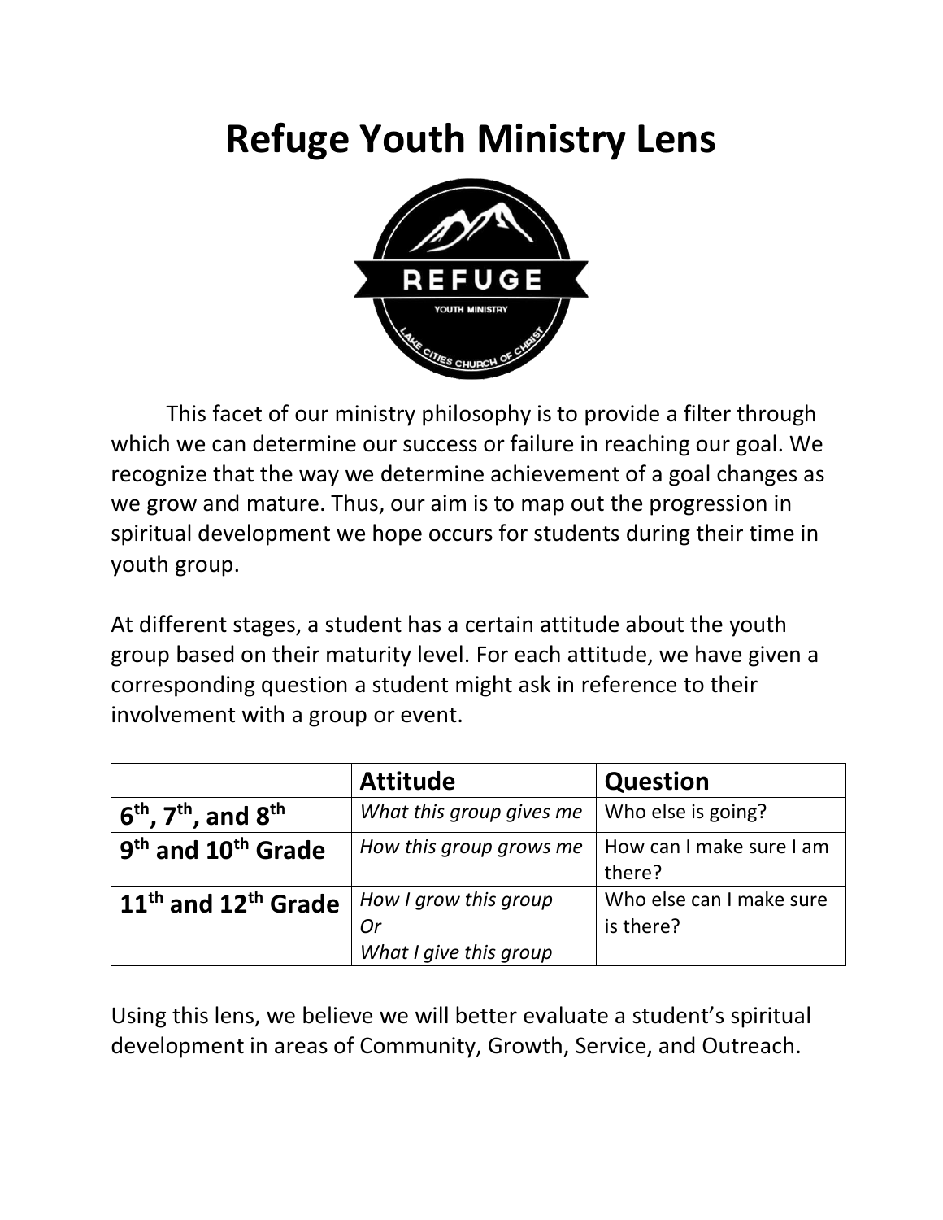# Refuge Youth Ministry Lens

This facet of our ministry philosophy is to provide a filter through which we can determine our success or failure in reaching our goal. We recognize that the way we determine achievement of a goal changes as we grow and mature. Thus, our aim is to map out the progression in spiritual development we hope occurs for students during their time in youth group.

At different stages, a student has a certain attitude about the youth group based on their maturity level. For each attitude, we have given a corresponding question a student might ask in reference to their involvement with a group or event.

| | **Attitude** | **Question** |
|---|---|---|
| **6th, 7th, and 8th** | *What this group gives me* | Who else is going? |
| **9th and 10th Grade** | *How this group grows me* | How can I make sure I am there? |
| **11th and 12th Grade** | *How I grow this group*<br>*Or*<br>*What I give this group* | Who else can I make sure is there? |

Using this lens, we believe we will better evaluate a student's spiritual development in areas of Community, Growth, Service, and Outreach.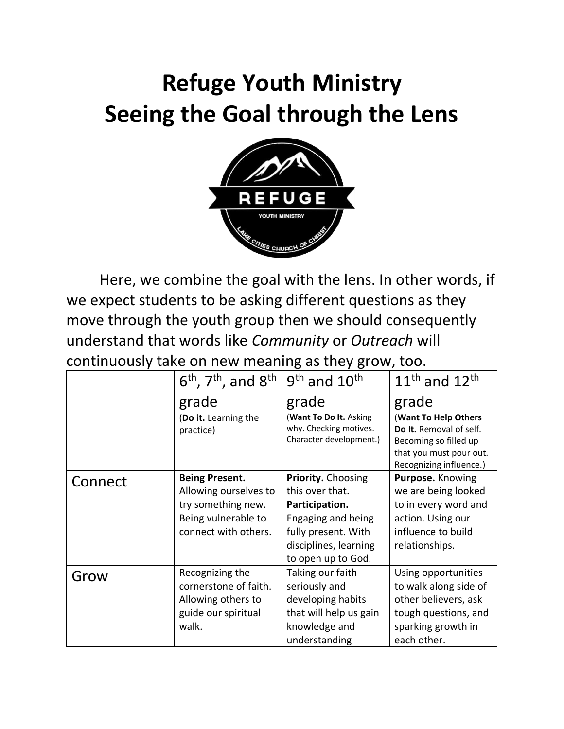# Refuge Youth Ministry
# Seeing the Goal through the Lens

Here, we combine the goal with the lens. In other words, if we expect students to be asking different questions as they move through the youth group then we should consequently understand that words like *Community* or *Outreach* will continuously take on new meaning as they grow, too.

| | 6th, 7th, and 8th grade (**Do it.** Learning the practice) | 9th and 10th grade (**Want To Do It.** Asking why. Checking motives. Character development.) | 11th and 12th grade (**Want To Help Others Do It.** Removal of self. Becoming so filled up that you must pour out. Recognizing influence.) |
|---|---|---|---|
| Connect | **Being Present.** Allowing ourselves to try something new. Being vulnerable to connect with others. | **Priority.** Choosing this over that. **Participation.** Engaging and being fully present. With disciplines, learning to open up to God. | **Purpose.** Knowing we are being looked to in every word and action. Using our influence to build relationships. |
| Grow | Recognizing the cornerstone of faith. Allowing others to guide our spiritual walk. | Taking our faith seriously and developing habits that will help us gain knowledge and understanding | Using opportunities to walk along side of other believers, ask tough questions, and sparking growth in each other. |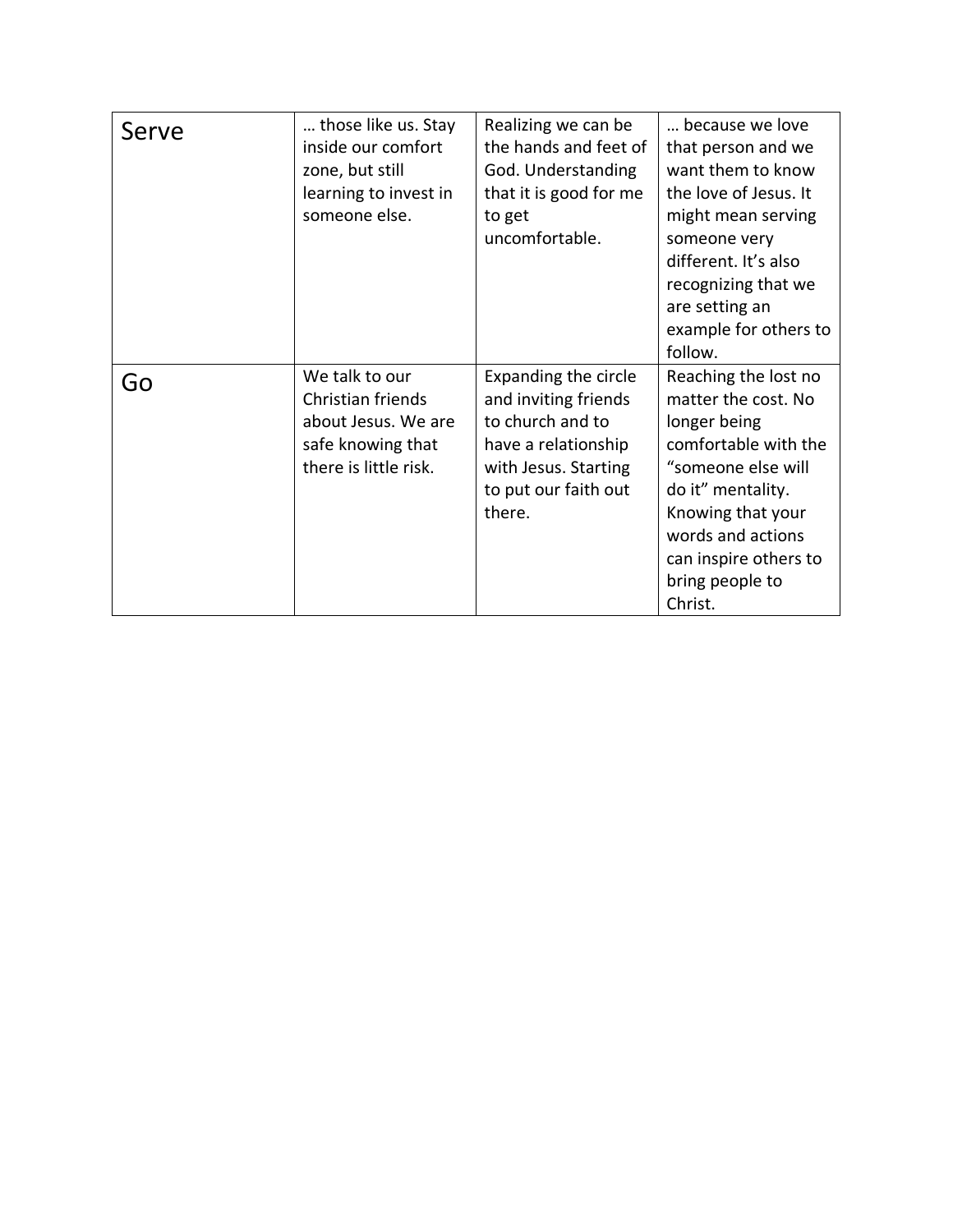| | | | |
|---|---|---|---|
| Serve | … those like us. Stay inside our comfort zone, but still learning to invest in someone else. | Realizing we can be the hands and feet of God. Understanding that it is good for me to get uncomfortable. | … because we love that person and we want them to know the love of Jesus. It might mean serving someone very different. It's also recognizing that we are setting an example for others to follow. |
| Go | We talk to our Christian friends about Jesus. We are safe knowing that there is little risk. | Expanding the circle and inviting friends to church and to have a relationship with Jesus. Starting to put our faith out there. | Reaching the lost no matter the cost. No longer being comfortable with the "someone else will do it" mentality. Knowing that your words and actions can inspire others to bring people to Christ. |